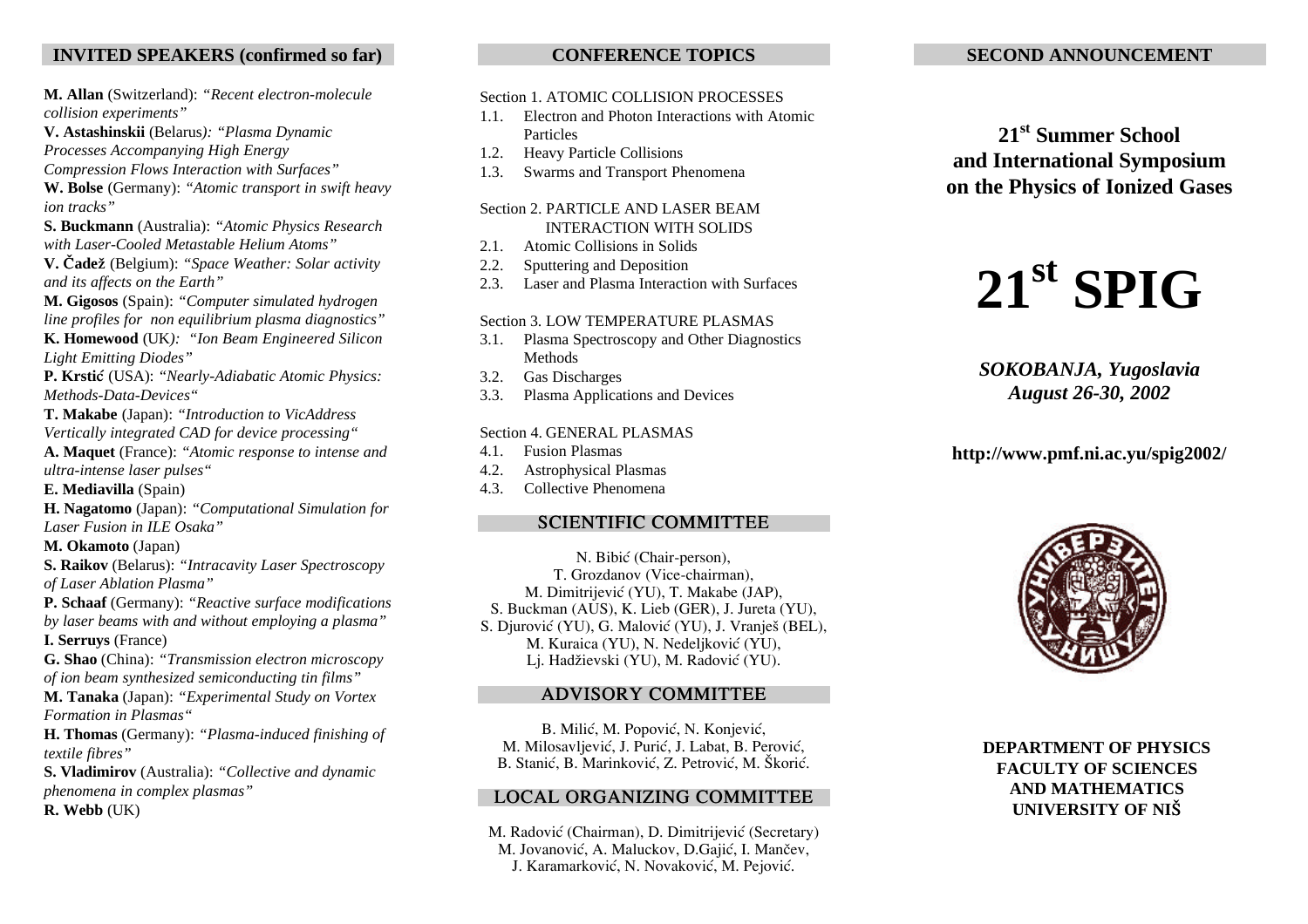## INVITED SPEAKERS (confirmed so far)

**M. Allan** (Switzerland): *"Recent electron-molecule collision experiments"*
**V. Astashinskii** (Belarus): *"Plasma Dynamic Processes Accompanying High Energy Compression Flows Interaction with Surfaces"*
**W. Bolse** (Germany): *"Atomic transport in swift heavy ion tracks"*
**S. Buckmann** (Australia): *"Atomic Physics Research with Laser-Cooled Metastable Helium Atoms"*
**V. Čadež** (Belgium): *"Space Weather: Solar activity and its affects on the Earth"*
**M. Gigosos** (Spain): *"Computer simulated hydrogen line profiles for non equilibrium plasma diagnostics"*
**K. Homewood** (UK): *"Ion Beam Engineered Silicon Light Emitting Diodes"*
**P. Krstić** (USA): *"Nearly-Adiabatic Atomic Physics: Methods-Data-Devices"*
**T. Makabe** (Japan): *"Introduction to VicAddress Vertically integrated CAD for device processing"*
**A. Maquet** (France): *"Atomic response to intense and ultra-intense laser pulses"*
**E. Mediavilla** (Spain)
**H. Nagatomo** (Japan): *"Computational Simulation for Laser Fusion in ILE Osaka"*
**M. Okamoto** (Japan)
**S. Raikov** (Belarus): *"Intracavity Laser Spectroscopy of Laser Ablation Plasma"*
**P. Schaaf** (Germany): *"Reactive surface modifications by laser beams with and without employing a plasma"*
**I. Serruys** (France)
**G. Shao** (China): *"Transmission electron microscopy of ion beam synthesized semiconducting tin films"*
**M. Tanaka** (Japan): *"Experimental Study on Vortex Formation in Plasmas"*
**H. Thomas** (Germany): *"Plasma-induced finishing of textile fibres"*
**S. Vladimirov** (Australia): *"Collective and dynamic phenomena in complex plasmas"*
**R. Webb** (UK)

## CONFERENCE TOPICS

Section 1. ATOMIC COLLISION PROCESSES
1.1. Electron and Photon Interactions with Atomic Particles
1.2. Heavy Particle Collisions
1.3. Swarms and Transport Phenomena

Section 2. PARTICLE AND LASER BEAM INTERACTION WITH SOLIDS
2.1. Atomic Collisions in Solids
2.2. Sputtering and Deposition
2.3. Laser and Plasma Interaction with Surfaces

Section 3. LOW TEMPERATURE PLASMAS
3.1. Plasma Spectroscopy and Other Diagnostics Methods
3.2. Gas Discharges
3.3. Plasma Applications and Devices

Section 4. GENERAL PLASMAS
4.1. Fusion Plasmas
4.2. Astrophysical Plasmas
4.3. Collective Phenomena

## SCIENTIFIC COMMITTEE

N. Bibić (Chair-person),
T. Grozdanov (Vice-chairman),
M. Dimitrijević (YU), T. Makabe (JAP),
S. Buckman (AUS), K. Lieb (GER), J. Jureta (YU),
S. Djurović (YU), G. Malović (YU), J. Vranješ (BEL),
M. Kuraica (YU), N. Nedeljković (YU),
Lj. Hadžievski (YU), M. Radović (YU).

## ADVISORY COMMITTEE

B. Milić, M. Popović, N. Konjević,
M. Milosavljević, J. Purić, J. Labat, B. Perović,
B. Stanić, B. Marinković, Z. Petrović, M. Škorić.

## LOCAL ORGANIZING COMMITTEE

M. Radović (Chairman), D. Dimitrijević (Secretary)
M. Jovanović, A. Maluckov, D.Gajić, I. Mančev,
J. Karamarković, N. Novaković, M. Pejović.

## SECOND ANNOUNCEMENT

**21st Summer School and International Symposium on the Physics of Ionized Gases**

# 21st SPIG

***SOKOBANJA, Yugoslavia***
***August 26-30, 2002***

**http://www.pmf.ni.ac.yu/spig2002/**

**DEPARTMENT OF PHYSICS**
**FACULTY OF SCIENCES AND MATHEMATICS**
**UNIVERSITY OF NIŠ**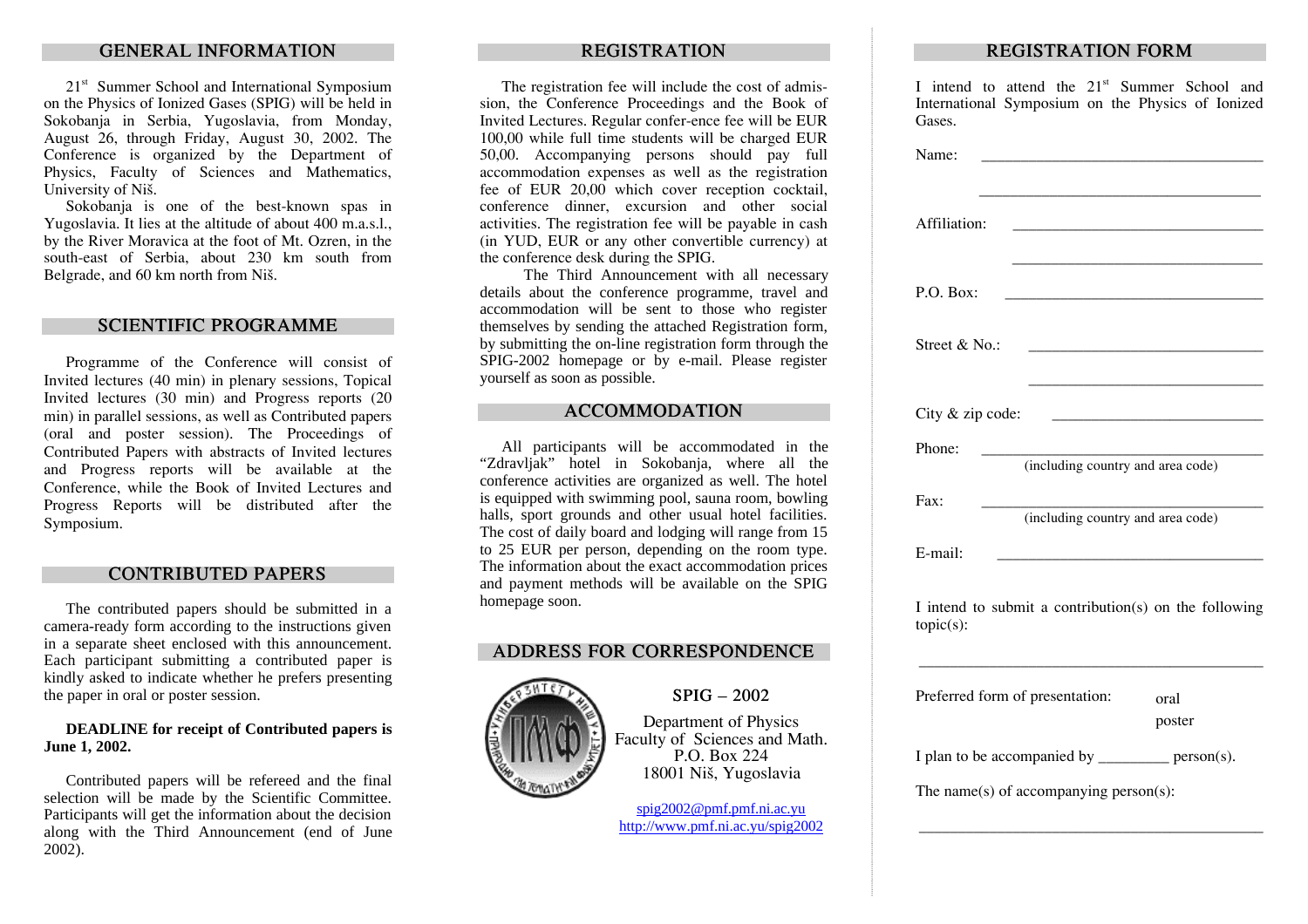## GENERAL INFORMATION

21st Summer School and International Symposium on the Physics of Ionized Gases (SPIG) will be held in Sokobanja in Serbia, Yugoslavia, from Monday, August 26, through Friday, August 30, 2002. The Conference is organized by the Department of Physics, Faculty of Sciences and Mathematics, University of Niš.

Sokobanja is one of the best-known spas in Yugoslavia. It lies at the altitude of about 400 m.a.s.l., by the River Moravica at the foot of Mt. Ozren, in the south-east of Serbia, about 230 km south from Belgrade, and 60 km north from Niš.

## SCIENTIFIC PROGRAMME

Programme of the Conference will consist of Invited lectures (40 min) in plenary sessions, Topical Invited lectures (30 min) and Progress reports (20 min) in parallel sessions, as well as Contributed papers (oral and poster session). The Proceedings of Contributed Papers with abstracts of Invited lectures and Progress reports will be available at the Conference, while the Book of Invited Lectures and Progress Reports will be distributed after the Symposium.

## CONTRIBUTED PAPERS

The contributed papers should be submitted in a camera-ready form according to the instructions given in a separate sheet enclosed with this announcement. Each participant submitting a contributed paper is kindly asked to indicate whether he prefers presenting the paper in oral or poster session.

**DEADLINE for receipt of Contributed papers is June 1, 2002.**

Contributed papers will be refereed and the final selection will be made by the Scientific Committee. Participants will get the information about the decision along with the Third Announcement (end of June 2002).

## REGISTRATION

The registration fee will include the cost of admission, the Conference Proceedings and the Book of Invited Lectures. Regular confer-ence fee will be EUR 100,00 while full time students will be charged EUR 50,00. Accompanying persons should pay full accommodation expenses as well as the registration fee of EUR 20,00 which cover reception cocktail, conference dinner, excursion and other social activities. The registration fee will be payable in cash (in YUD, EUR or any other convertible currency) at the conference desk during the SPIG.

The Third Announcement with all necessary details about the conference programme, travel and accommodation will be sent to those who register themselves by sending the attached Registration form, by submitting the on-line registration form through the SPIG-2002 homepage or by e-mail. Please register yourself as soon as possible.

## ACCOMMODATION

All participants will be accommodated in the "Zdravljak" hotel in Sokobanja, where all the conference activities are organized as well. The hotel is equipped with swimming pool, sauna room, bowling halls, sport grounds and other usual hotel facilities. The cost of daily board and lodging will range from 15 to 25 EUR per person, depending on the room type. The information about the exact accommodation prices and payment methods will be available on the SPIG homepage soon.

## ADDRESS FOR CORRESPONDENCE

**SPIG – 2002**

Department of Physics
Faculty of Sciences and Math.
P.O. Box 224
18001 Niš, Yugoslavia

spig2002@pmf.pmf.ni.ac.yu
http://www.pmf.ni.ac.yu/spig2002

## REGISTRATION FORM

I intend to attend the 21st Summer School and International Symposium on the Physics of Ionized Gases.

Name: ____________________________________

____________________________________

Affiliation: ______________________________

______________________________

P.O. Box: ________________________________

Street & No.: _____________________________

_____________________________

City & zip code: __________________________

Phone: ___________________________________
(including country and area code)

Fax: _____________________________________
(including country and area code)

E-mail: ___________________________________

I intend to submit a contribution(s) on the following topic(s):

_____________________________________________

Preferred form of presentation: oral
poster

I plan to be accompanied by _________ person(s).

The name(s) of accompanying person(s):

_____________________________________________